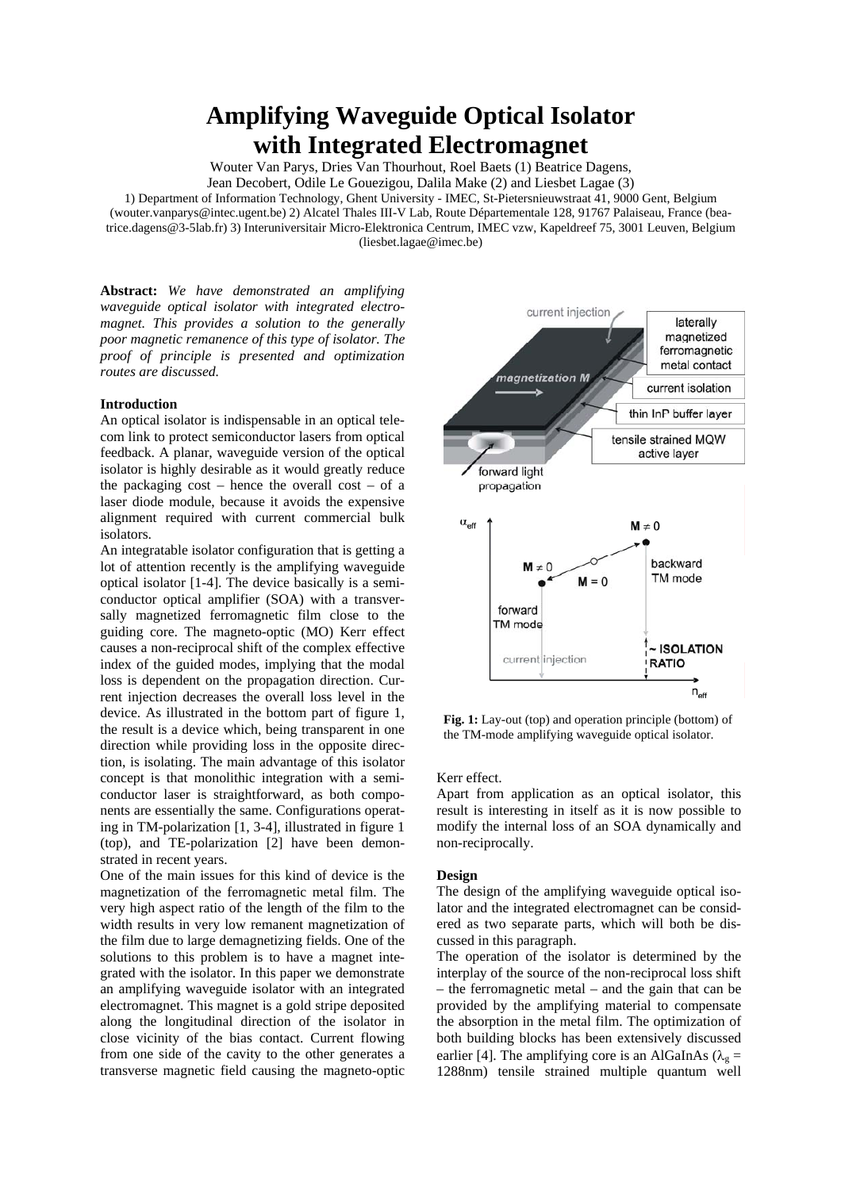# Amplifying Waveguide Optical Isolator with Integrated Electromagnet

Wouter Van Parys, Dries Van Thourhout, Roel Baets (1) Beatrice Dagens, Jean Decobert, Odile Le Gouezigou, Dalila Make (2) and Liesbet Lagae (3)

1) Department of Information Technology, Ghent University - IMEC, St-Pietersnieuwstraat 41, 9000 Gent, Belgium (wouter.vanparys@intec.ugent.be) 2) Alcatel Thales III-V Lab, Route Départementale 128, 91767 Palaiseau, France (beatrice.dagens@3-5lab.fr) 3) Interuniversitair Micro-Elektronica Centrum, IMEC vzw, Kapeldreef 75, 3001 Leuven, Belgium (liesbet.lagae@imec.be)

**Abstract:** *We have demonstrated an amplifying waveguide optical isolator with integrated electromagnet. This provides a solution to the generally poor magnetic remanence of this type of isolator. The proof of principle is presented and optimization routes are discussed.*

### Introduction

An optical isolator is indispensable in an optical telecom link to protect semiconductor lasers from optical feedback. A planar, waveguide version of the optical isolator is highly desirable as it would greatly reduce the packaging cost – hence the overall cost – of a laser diode module, because it avoids the expensive alignment required with current commercial bulk isolators.

An integratable isolator configuration that is getting a lot of attention recently is the amplifying waveguide optical isolator [1-4]. The device basically is a semiconductor optical amplifier (SOA) with a transversally magnetized ferromagnetic film close to the guiding core. The magneto-optic (MO) Kerr effect causes a non-reciprocal shift of the complex effective index of the guided modes, implying that the modal loss is dependent on the propagation direction. Current injection decreases the overall loss level in the device. As illustrated in the bottom part of figure 1, the result is a device which, being transparent in one direction while providing loss in the opposite direction, is isolating. The main advantage of this isolator concept is that monolithic integration with a semiconductor laser is straightforward, as both components are essentially the same. Configurations operating in TM-polarization [1, 3-4], illustrated in figure 1 (top), and TE-polarization [2] have been demonstrated in recent years.

One of the main issues for this kind of device is the magnetization of the ferromagnetic metal film. The very high aspect ratio of the length of the film to the width results in very low remanent magnetization of the film due to large demagnetizing fields. One of the solutions to this problem is to have a magnet integrated with the isolator. In this paper we demonstrate an amplifying waveguide isolator with an integrated electromagnet. This magnet is a gold stripe deposited along the longitudinal direction of the isolator in close vicinity of the bias contact. Current flowing from one side of the cavity to the other generates a transverse magnetic field causing the magneto-optic Kerr effect.

**Fig. 1:** Lay-out (top) and operation principle (bottom) of the TM-mode amplifying waveguide optical isolator.

Apart from application as an optical isolator, this result is interesting in itself as it is now possible to modify the internal loss of an SOA dynamically and non-reciprocally.

### Design

The design of the amplifying waveguide optical isolator and the integrated electromagnet can be considered as two separate parts, which will both be discussed in this paragraph.

The operation of the isolator is determined by the interplay of the source of the non-reciprocal loss shift – the ferromagnetic metal – and the gain that can be provided by the amplifying material to compensate the absorption in the metal film. The optimization of both building blocks has been extensively discussed earlier [4]. The amplifying core is an AlGaInAs ($\lambda_g$ = 1288nm) tensile strained multiple quantum well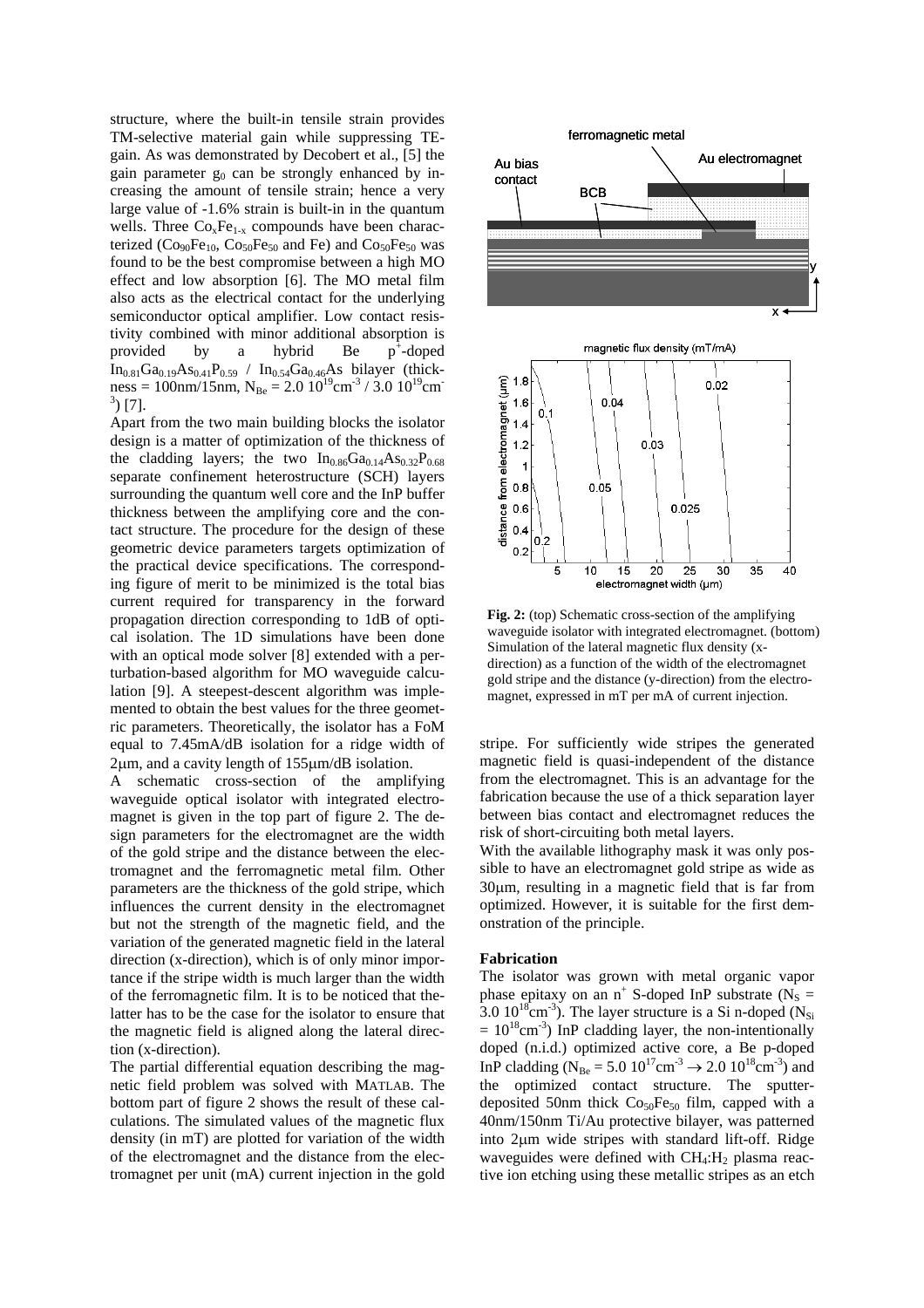structure, where the built-in tensile strain provides TM-selective material gain while suppressing TE-gain. As was demonstrated by Decobert et al., [5] the gain parameter $g_0$ can be strongly enhanced by increasing the amount of tensile strain; hence a very large value of -1.6% strain is built-in in the quantum wells. Three $Co_xFe_{1-x}$ compounds have been characterized ($Co_{90}Fe_{10}$, $Co_{50}Fe_{50}$ and Fe) and $Co_{50}Fe_{50}$ was found to be the best compromise between a high MO effect and low absorption [6]. The MO metal film also acts as the electrical contact for the underlying semiconductor optical amplifier. Low contact resistivity combined with minor additional absorption is provided by a hybrid Be $p^+$-doped $In_{0.81}Ga_{0.19}As_{0.41}P_{0.59}$ / $In_{0.54}Ga_{0.46}As$ bilayer (thickness = 100nm/15nm, $N_{Be} = 2.0\ 10^{19}cm^{-3}$ / $3.0\ 10^{19}cm^{-3}$) [7].

Apart from the two main building blocks the isolator design is a matter of optimization of the thickness of the cladding layers; the two $In_{0.86}Ga_{0.14}As_{0.32}P_{0.68}$ separate confinement heterostructure (SCH) layers surrounding the quantum well core and the InP buffer thickness between the amplifying core and the contact structure. The procedure for the design of these geometric device parameters targets optimization of the practical device specifications. The corresponding figure of merit to be minimized is the total bias current required for transparency in the forward propagation direction corresponding to 1dB of optical isolation. The 1D simulations have been done with an optical mode solver [8] extended with a perturbation-based algorithm for MO waveguide calculation [9]. A steepest-descent algorithm was implemented to obtain the best values for the three geometric parameters. Theoretically, the isolator has a FoM equal to 7.45mA/dB isolation for a ridge width of 2μm, and a cavity length of 155μm/dB isolation.

A schematic cross-section of the amplifying waveguide optical isolator with integrated electromagnet is given in the top part of figure 2. The design parameters for the electromagnet are the width of the gold stripe and the distance between the electromagnet and the ferromagnetic metal film. Other parameters are the thickness of the gold stripe, which influences the current density in the electromagnet but not the strength of the magnetic field, and the variation of the generated magnetic field in the lateral direction (x-direction), which is of only minor importance if the stripe width is much larger than the width of the ferromagnetic film. It is to be noticed that the latter has to be the case for the isolator to ensure that the magnetic field is aligned along the lateral direction (x-direction).

The partial differential equation describing the magnetic field problem was solved with MATLAB. The bottom part of figure 2 shows the result of these calculations. The simulated values of the magnetic flux density (in mT) are plotted for variation of the width of the electromagnet and the distance from the electromagnet per unit (mA) current injection in the gold stripe. For sufficiently wide stripes the generated magnetic field is quasi-independent of the distance from the electromagnet. This is an advantage for the fabrication because the use of a thick separation layer between bias contact and electromagnet reduces the risk of short-circuiting both metal layers.

**Fig. 2:** (top) Schematic cross-section of the amplifying waveguide isolator with integrated electromagnet. (bottom) Simulation of the lateral magnetic flux density (x-direction) as a function of the width of the electromagnet gold stripe and the distance (y-direction) from the electromagnet, expressed in mT per mA of current injection.

With the available lithography mask it was only possible to have an electromagnet gold stripe as wide as 30μm, resulting in a magnetic field that is far from optimized. However, it is suitable for the first demonstration of the principle.

### Fabrication

The isolator was grown with metal organic vapor phase epitaxy on an $n^+$ S-doped InP substrate ($N_S = 3.0\ 10^{18}cm^{-3}$). The layer structure is a Si n-doped ($N_{Si} = 10^{18}cm^{-3}$) InP cladding layer, the non-intentionally doped (n.i.d.) optimized active core, a Be p-doped InP cladding ($N_{Be} = 5.0\ 10^{17}cm^{-3} \rightarrow 2.0\ 10^{18}cm^{-3}$) and the optimized contact structure. The sputter-deposited 50nm thick $Co_{50}Fe_{50}$ film, capped with a 40nm/150nm Ti/Au protective bilayer, was patterned into 2μm wide stripes with standard lift-off. Ridge waveguides were defined with $CH_4$:$H_2$ plasma reactive ion etching using these metallic stripes as an etch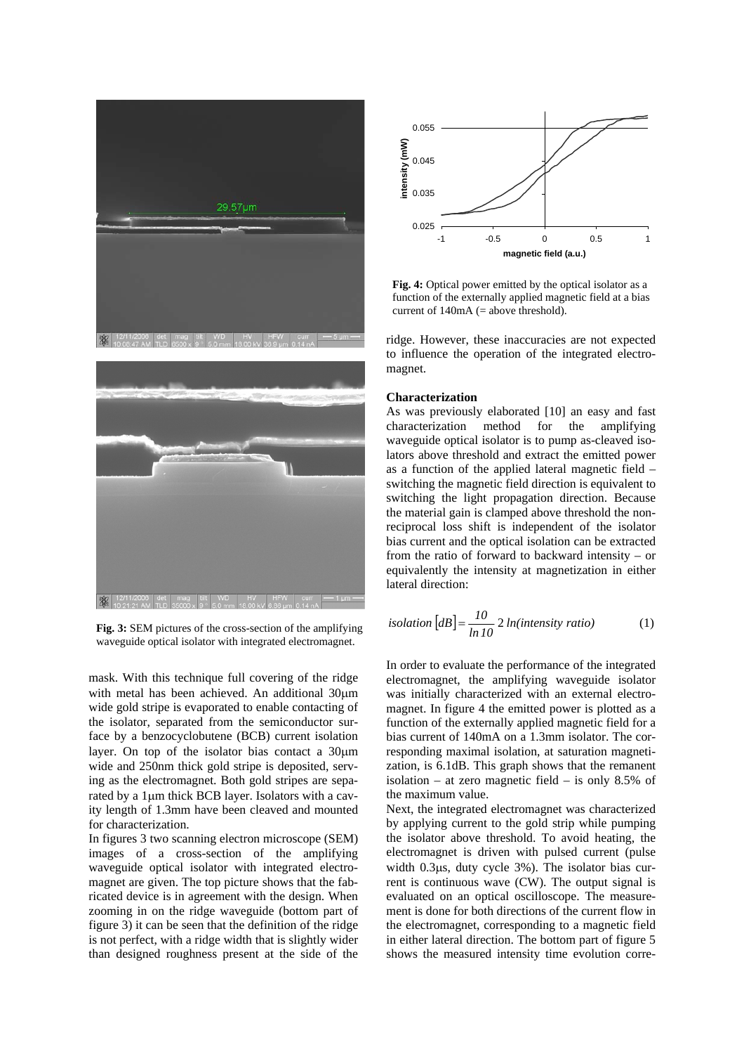Fig. 3: SEM pictures of the cross-section of the amplifying waveguide optical isolator with integrated electromagnet.

mask. With this technique full covering of the ridge with metal has been achieved. An additional 30μm wide gold stripe is evaporated to enable contacting of the isolator, separated from the semiconductor surface by a benzocyclobutene (BCB) current isolation layer. On top of the isolator bias contact a 30μm wide and 250nm thick gold stripe is deposited, serving as the electromagnet. Both gold stripes are separated by a 1μm thick BCB layer. Isolators with a cavity length of 1.3mm have been cleaved and mounted for characterization.

In figures 3 two scanning electron microscope (SEM) images of a cross-section of the amplifying waveguide optical isolator with integrated electromagnet are given. The top picture shows that the fabricated device is in agreement with the design. When zooming in on the ridge waveguide (bottom part of figure 3) it can be seen that the definition of the ridge is not perfect, with a ridge width that is slightly wider than designed roughness present at the side of the ridge. However, these inaccuracies are not expected to influence the operation of the integrated electromagnet.

**Fig. 4:** Optical power emitted by the optical isolator as a function of the externally applied magnetic field at a bias current of 140mA (= above threshold).

### Characterization

As was previously elaborated [10] an easy and fast characterization method for the amplifying waveguide optical isolator is to pump as-cleaved isolators above threshold and extract the emitted power as a function of the applied lateral magnetic field – switching the magnetic field direction is equivalent to switching the light propagation direction. Because the material gain is clamped above threshold the nonreciprocal loss shift is independent of the isolator bias current and the optical isolation can be extracted from the ratio of forward to backward intensity – or equivalently the intensity at magnetization in either lateral direction:

$$isolation\,[dB] = \frac{10}{\ln 10}\, 2\, \ln(intensity\ ratio) \qquad (1)$$

In order to evaluate the performance of the integrated electromagnet, the amplifying waveguide isolator was initially characterized with an external electromagnet. In figure 4 the emitted power is plotted as a function of the externally applied magnetic field for a bias current of 140mA on a 1.3mm isolator. The corresponding maximal isolation, at saturation magnetization, is 6.1dB. This graph shows that the remanent isolation – at zero magnetic field – is only 8.5% of the maximum value.

Next, the integrated electromagnet was characterized by applying current to the gold strip while pumping the isolator above threshold. To avoid heating, the electromagnet is driven with pulsed current (pulse width 0.3μs, duty cycle 3%). The isolator bias current is continuous wave (CW). The output signal is evaluated on an optical oscilloscope. The measurement is done for both directions of the current flow in the electromagnet, corresponding to a magnetic field in either lateral direction. The bottom part of figure 5 shows the measured intensity time evolution corre-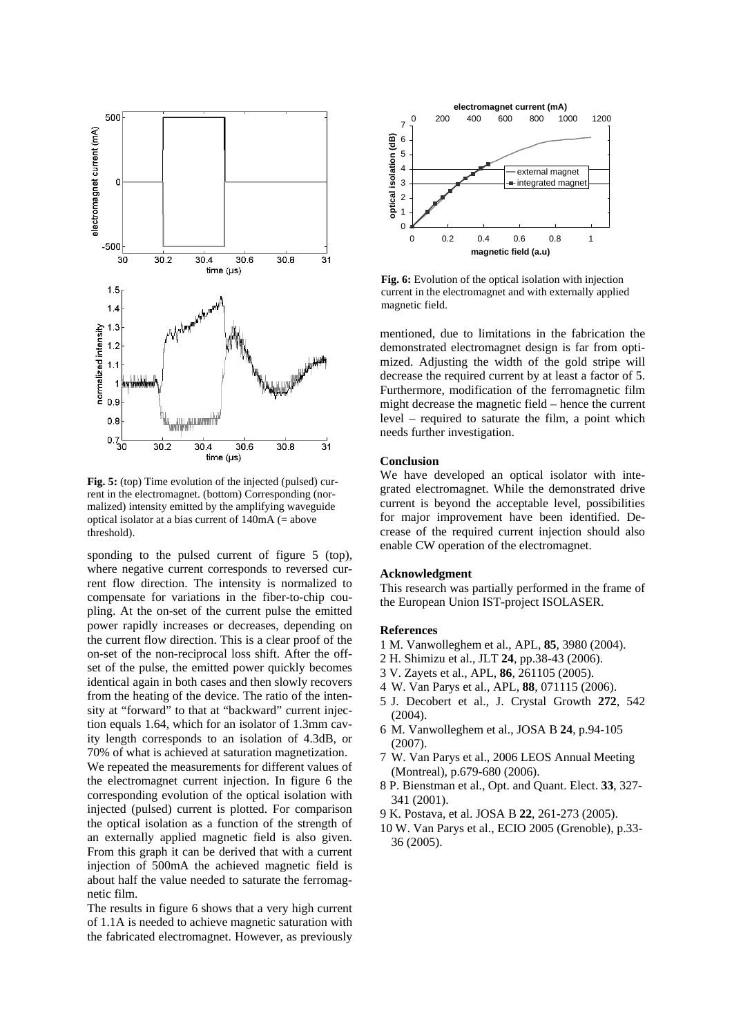electromagnet current (mA)

500

0

-500

30 30.2 30.4 30.6 30.8 31

time (μs)

normalized intensity

1.5

1.4

1.3

1.2

1.1

1

0.9

0.8

0.7

30 30.2 30.4 30.6 30.8 31

time (μs)

**Fig. 5:** (top) Time evolution of the injected (pulsed) current in the electromagnet. (bottom) Corresponding (normalized) intensity emitted by the amplifying waveguide optical isolator at a bias current of 140mA (= above threshold).

sponding to the pulsed current of figure 5 (top), where negative current corresponds to reversed current flow direction. The intensity is normalized to compensate for variations in the fiber-to-chip coupling. At the on-set of the current pulse the emitted power rapidly increases or decreases, depending on the current flow direction. This is a clear proof of the on-set of the non-reciprocal loss shift. After the off-set of the pulse, the emitted power quickly becomes identical again in both cases and then slowly recovers from the heating of the device. The ratio of the intensity at "forward" to that at "backward" current injection equals 1.64, which for an isolator of 1.3mm cavity length corresponds to an isolation of 4.3dB, or 70% of what is achieved at saturation magnetization.

We repeated the measurements for different values of the electromagnet current injection. In figure 6 the corresponding evolution of the optical isolation with injected (pulsed) current is plotted. For comparison the optical isolation as a function of the strength of an externally applied magnetic field is also given. From this graph it can be derived that with a current injection of 500mA the achieved magnetic field is about half the value needed to saturate the ferromagnetic film.

The results in figure 6 shows that a very high current of 1.1A is needed to achieve magnetic saturation with the fabricated electromagnet. However, as previously

electromagnet current (mA)

0 200 400 600 800 1000 1200

optical isolation (dB)

7

6

5

4

3

2

1

0

0 0.2 0.4 0.6 0.8 1

magnetic field (a.u)

external magnet

integrated magnet

**Fig. 6:** Evolution of the optical isolation with injection current in the electromagnet and with externally applied magnetic field.

mentioned, due to limitations in the fabrication the demonstrated electromagnet design is far from optimized. Adjusting the width of the gold stripe will decrease the required current by at least a factor of 5. Furthermore, modification of the ferromagnetic film might decrease the magnetic field – hence the current level – required to saturate the film, a point which needs further investigation.

### Conclusion

We have developed an optical isolator with integrated electromagnet. While the demonstrated drive current is beyond the acceptable level, possibilities for major improvement have been identified. Decrease of the required current injection should also enable CW operation of the electromagnet.

### Acknowledgment

This research was partially performed in the frame of the European Union IST-project ISOLASER.

### References

1 M. Vanwolleghem et al., APL, **85**, 3980 (2004).
2 H. Shimizu et al., JLT **24**, pp.38-43 (2006).
3 V. Zayets et al., APL, **86**, 261105 (2005).
4 W. Van Parys et al., APL, **88**, 071115 (2006).
5 J. Decobert et al., J. Crystal Growth **272**, 542 (2004).
6 M. Vanwolleghem et al., JOSA B **24**, p.94-105 (2007).
7 W. Van Parys et al., 2006 LEOS Annual Meeting (Montreal), p.679-680 (2006).
8 P. Bienstman et al., Opt. and Quant. Elect. **33**, 327-341 (2001).
9 K. Postava, et al. JOSA B **22**, 261-273 (2005).
10 W. Van Parys et al., ECIO 2005 (Grenoble), p.33-36 (2005).